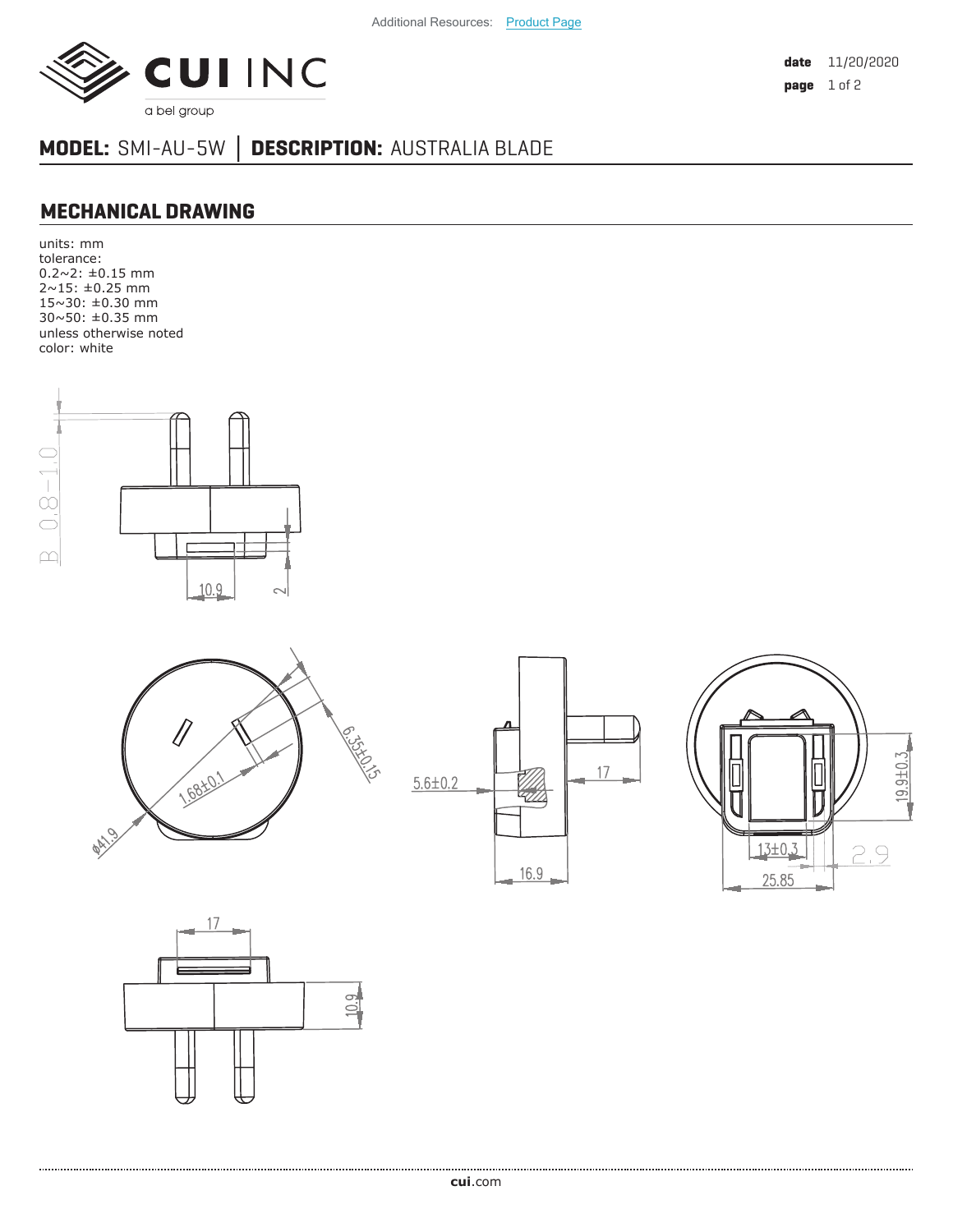Additional Resources: Product Page

**CUI INC**
a bel group

**date** 11/20/2020

## MODEL: SMI-AU-5W │ DESCRIPTION: AUSTRALIA BLADE

## MECHANICAL DRAWING

units: mm
tolerance:
0.2~2: ±0.15 mm
2~15: ±0.25 mm
15~30: ±0.30 mm
30~50: ±0.35 mm
unless otherwise noted
color: white

B 0.8~1.0

10.9

2

6.35±0.15

1.68±0.1

ø41.9

5.6±0.2

17

16.9

19.9±0.3

13±0.3

2.9

25.85

17

10.9

**cui**.com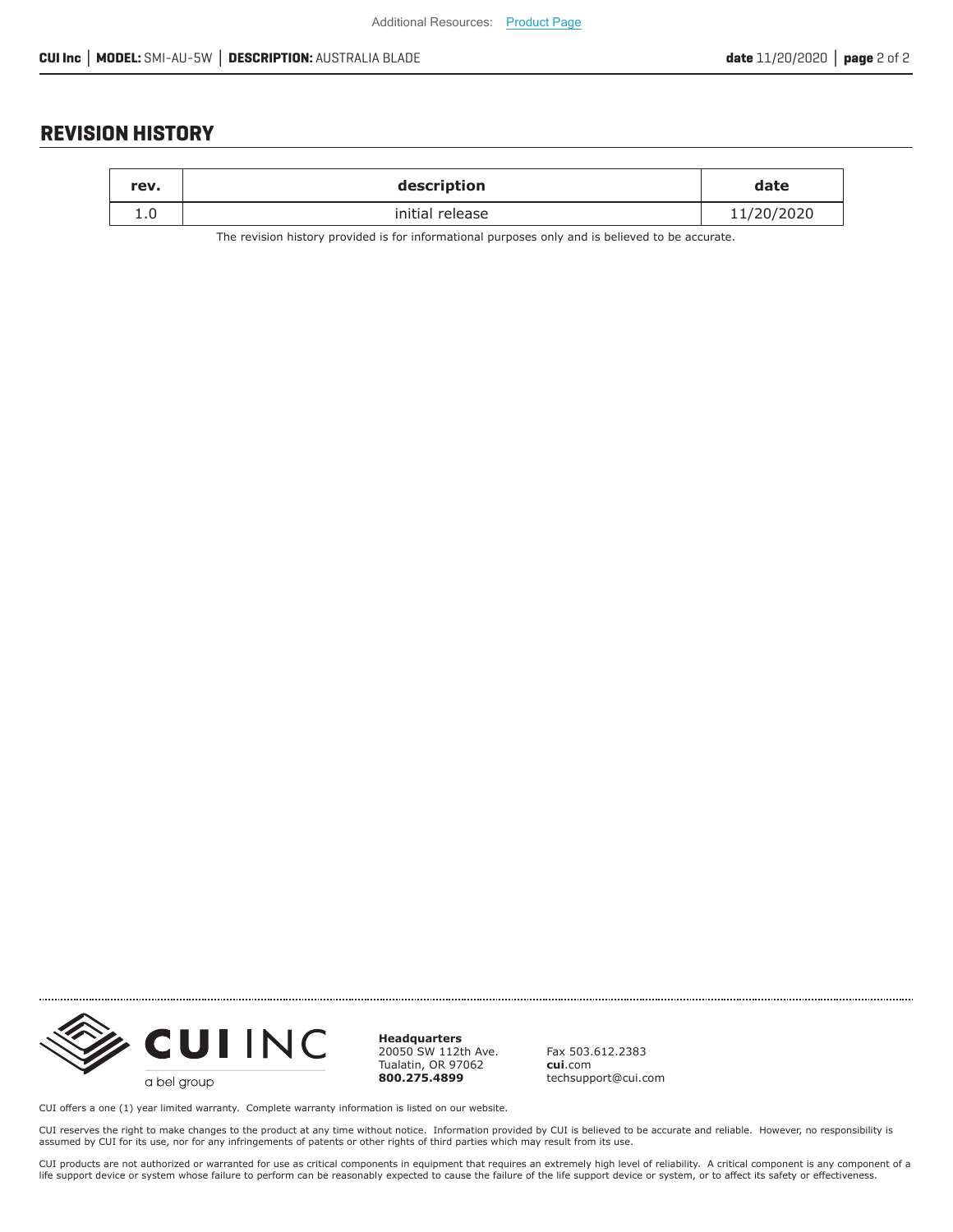## REVISION HISTORY

| rev. | description | date |
| --- | --- | --- |
| 1.0 | initial release | 11/20/2020 |

The revision history provided is for informational purposes only and is believed to be accurate.

**Headquarters**
20050 SW 112th Ave.
Tualatin, OR 97062
**800.275.4899**

Fax 503.612.2383
**cui**.com
techsupport@cui.com

CUI offers a one (1) year limited warranty. Complete warranty information is listed on our website.

CUI reserves the right to make changes to the product at any time without notice. Information provided by CUI is believed to be accurate and reliable. However, no responsibility is assumed by CUI for its use, nor for any infringements of patents or other rights of third parties which may result from its use.

CUI products are not authorized or warranted for use as critical components in equipment that requires an extremely high level of reliability. A critical component is any component of a life support device or system whose failure to perform can be reasonably expected to cause the failure of the life support device or system, or to affect its safety or effectiveness.